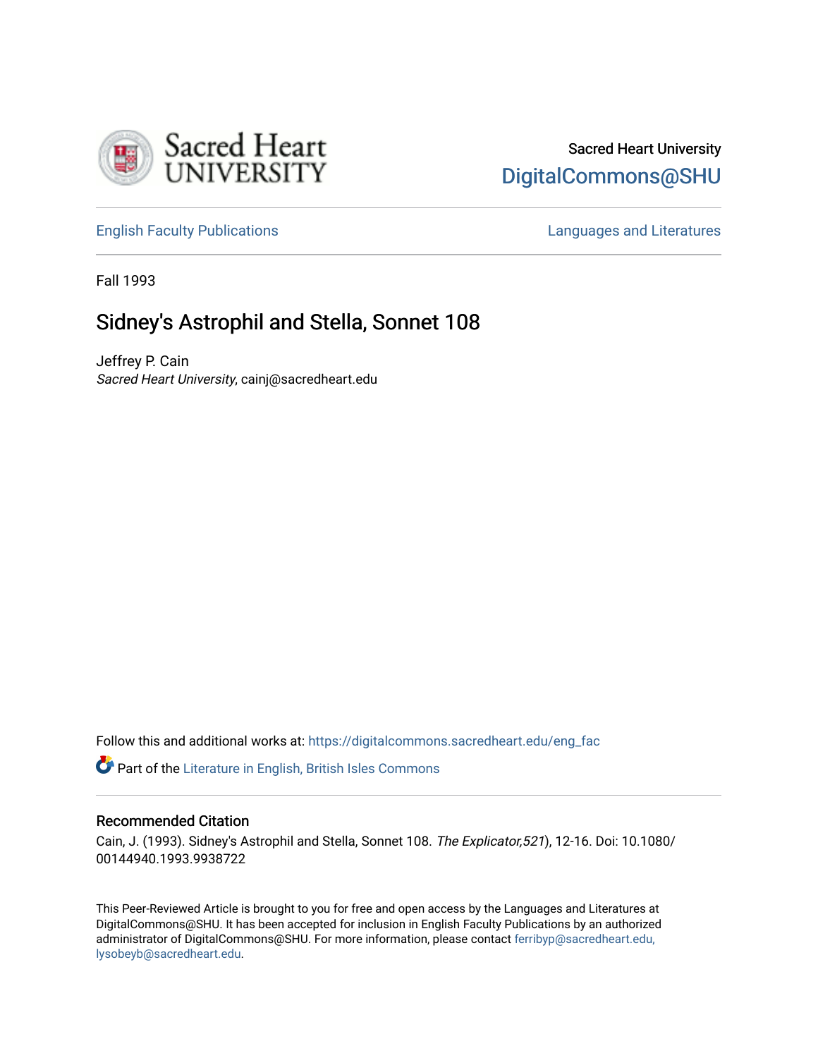Sacred Heart University

DigitalCommons@SHU

English Faculty Publications

Languages and Literatures

Fall 1993

# Sidney's Astrophil and Stella, Sonnet 108

Jeffrey P. Cain

*Sacred Heart University*, cainj@sacredheart.edu

Follow this and additional works at: https://digitalcommons.sacredheart.edu/eng_fac

Part of the Literature in English, British Isles Commons

## Recommended Citation

Cain, J. (1993). Sidney's Astrophil and Stella, Sonnet 108. *The Explicator,521*), 12-16. Doi: 10.1080/00144940.1993.9938722

This Peer-Reviewed Article is brought to you for free and open access by the Languages and Literatures at DigitalCommons@SHU. It has been accepted for inclusion in English Faculty Publications by an authorized administrator of DigitalCommons@SHU. For more information, please contact ferribyp@sacredheart.edu, lysobeyb@sacredheart.edu.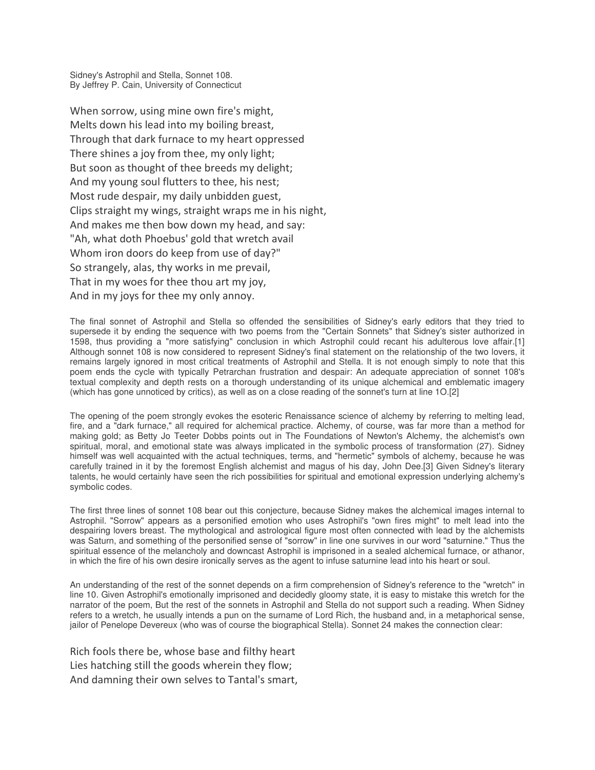Sidney's Astrophil and Stella, Sonnet 108.
By Jeffrey P. Cain, University of Connecticut

When sorrow, using mine own fire's might,
Melts down his lead into my boiling breast,
Through that dark furnace to my heart oppressed
There shines a joy from thee, my only light;
But soon as thought of thee breeds my delight;
And my young soul flutters to thee, his nest;
Most rude despair, my daily unbidden guest,
Clips straight my wings, straight wraps me in his night,
And makes me then bow down my head, and say:
"Ah, what doth Phoebus' gold that wretch avail
Whom iron doors do keep from use of day?"
So strangely, alas, thy works in me prevail,
That in my woes for thee thou art my joy,
And in my joys for thee my only annoy.

The final sonnet of Astrophil and Stella so offended the sensibilities of Sidney's early editors that they tried to supersede it by ending the sequence with two poems from the "Certain Sonnets" that Sidney's sister authorized in 1598, thus providing a "more satisfying" conclusion in which Astrophil could recant his adulterous love affair.[1] Although sonnet 108 is now considered to represent Sidney's final statement on the relationship of the two lovers, it remains largely ignored in most critical treatments of Astrophil and Stella. It is not enough simply to note that this poem ends the cycle with typically Petrarchan frustration and despair: An adequate appreciation of sonnet 108's textual complexity and depth rests on a thorough understanding of its unique alchemical and emblematic imagery (which has gone unnoticed by critics), as well as on a close reading of the sonnet's turn at line 1O.[2]

The opening of the poem strongly evokes the esoteric Renaissance science of alchemy by referring to melting lead, fire, and a "dark furnace," all required for alchemical practice. Alchemy, of course, was far more than a method for making gold; as Betty Jo Teeter Dobbs points out in The Foundations of Newton's Alchemy, the alchemist's own spiritual, moral, and emotional state was always implicated in the symbolic process of transformation (27). Sidney himself was well acquainted with the actual techniques, terms, and "hermetic" symbols of alchemy, because he was carefully trained in it by the foremost English alchemist and magus of his day, John Dee.[3] Given Sidney's literary talents, he would certainly have seen the rich possibilities for spiritual and emotional expression underlying alchemy's symbolic codes.

The first three lines of sonnet 108 bear out this conjecture, because Sidney makes the alchemical images internal to Astrophil. "Sorrow" appears as a personified emotion who uses Astrophil's "own fires might" to melt lead into the despairing lovers breast. The mythological and astrological figure most often connected with lead by the alchemists was Saturn, and something of the personified sense of "sorrow" in line one survives in our word "saturnine." Thus the spiritual essence of the melancholy and downcast Astrophil is imprisoned in a sealed alchemical furnace, or athanor, in which the fire of his own desire ironically serves as the agent to infuse saturnine lead into his heart or soul.

An understanding of the rest of the sonnet depends on a firm comprehension of Sidney's reference to the "wretch" in line 10. Given Astrophil's emotionally imprisoned and decidedly gloomy state, it is easy to mistake this wretch for the narrator of the poem, But the rest of the sonnets in Astrophil and Stella do not support such a reading. When Sidney refers to a wretch, he usually intends a pun on the surname of Lord Rich, the husband and, in a metaphorical sense, jailor of Penelope Devereux (who was of course the biographical Stella). Sonnet 24 makes the connection clear:

Rich fools there be, whose base and filthy heart
Lies hatching still the goods wherein they flow;
And damning their own selves to Tantal's smart,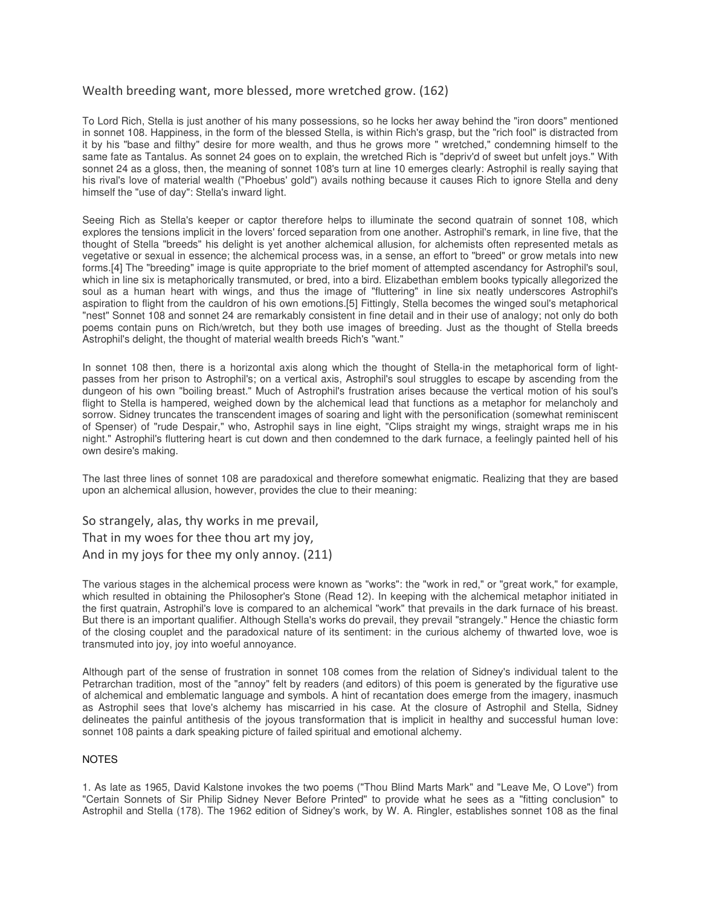Wealth breeding want, more blessed, more wretched grow. (162)

To Lord Rich, Stella is just another of his many possessions, so he locks her away behind the "iron doors" mentioned in sonnet 108. Happiness, in the form of the blessed Stella, is within Rich's grasp, but the "rich fool" is distracted from it by his "base and filthy" desire for more wealth, and thus he grows more " wretched," condemning himself to the same fate as Tantalus. As sonnet 24 goes on to explain, the wretched Rich is "depriv'd of sweet but unfelt joys." With sonnet 24 as a gloss, then, the meaning of sonnet 108's turn at line 10 emerges clearly: Astrophil is really saying that his rival's love of material wealth ("Phoebus' gold") avails nothing because it causes Rich to ignore Stella and deny himself the "use of day": Stella's inward light.

Seeing Rich as Stella's keeper or captor therefore helps to illuminate the second quatrain of sonnet 108, which explores the tensions implicit in the lovers' forced separation from one another. Astrophil's remark, in line five, that the thought of Stella "breeds" his delight is yet another alchemical allusion, for alchemists often represented metals as vegetative or sexual in essence; the alchemical process was, in a sense, an effort to "breed" or grow metals into new forms.[4] The "breeding" image is quite appropriate to the brief moment of attempted ascendancy for Astrophil's soul, which in line six is metaphorically transmuted, or bred, into a bird. Elizabethan emblem books typically allegorized the soul as a human heart with wings, and thus the image of "fluttering" in line six neatly underscores Astrophil's aspiration to flight from the cauldron of his own emotions.[5] Fittingly, Stella becomes the winged soul's metaphorical "nest" Sonnet 108 and sonnet 24 are remarkably consistent in fine detail and in their use of analogy; not only do both poems contain puns on Rich/wretch, but they both use images of breeding. Just as the thought of Stella breeds Astrophil's delight, the thought of material wealth breeds Rich's "want."

In sonnet 108 then, there is a horizontal axis along which the thought of Stella-in the metaphorical form of light-passes from her prison to Astrophil's; on a vertical axis, Astrophil's soul struggles to escape by ascending from the dungeon of his own "boiling breast." Much of Astrophil's frustration arises because the vertical motion of his soul's flight to Stella is hampered, weighed down by the alchemical lead that functions as a metaphor for melancholy and sorrow. Sidney truncates the transcendent images of soaring and light with the personification (somewhat reminiscent of Spenser) of "rude Despair," who, Astrophil says in line eight, "Clips straight my wings, straight wraps me in his night." Astrophil's fluttering heart is cut down and then condemned to the dark furnace, a feelingly painted hell of his own desire's making.

The last three lines of sonnet 108 are paradoxical and therefore somewhat enigmatic. Realizing that they are based upon an alchemical allusion, however, provides the clue to their meaning:

So strangely, alas, thy works in me prevail,
That in my woes for thee thou art my joy,
And in my joys for thee my only annoy. (211)

The various stages in the alchemical process were known as "works": the "work in red," or "great work," for example, which resulted in obtaining the Philosopher's Stone (Read 12). In keeping with the alchemical metaphor initiated in the first quatrain, Astrophil's love is compared to an alchemical "work" that prevails in the dark furnace of his breast. But there is an important qualifier. Although Stella's works do prevail, they prevail "strangely." Hence the chiastic form of the closing couplet and the paradoxical nature of its sentiment: in the curious alchemy of thwarted love, woe is transmuted into joy, joy into woeful annoyance.

Although part of the sense of frustration in sonnet 108 comes from the relation of Sidney's individual talent to the Petrarchan tradition, most of the "annoy" felt by readers (and editors) of this poem is generated by the figurative use of alchemical and emblematic language and symbols. A hint of recantation does emerge from the imagery, inasmuch as Astrophil sees that love's alchemy has miscarried in his case. At the closure of Astrophil and Stella, Sidney delineates the painful antithesis of the joyous transformation that is implicit in healthy and successful human love: sonnet 108 paints a dark speaking picture of failed spiritual and emotional alchemy.

NOTES

1. As late as 1965, David Kalstone invokes the two poems ("Thou Blind Marts Mark" and "Leave Me, O Love") from "Certain Sonnets of Sir Philip Sidney Never Before Printed" to provide what he sees as a "fitting conclusion" to Astrophil and Stella (178). The 1962 edition of Sidney's work, by W. A. Ringler, establishes sonnet 108 as the final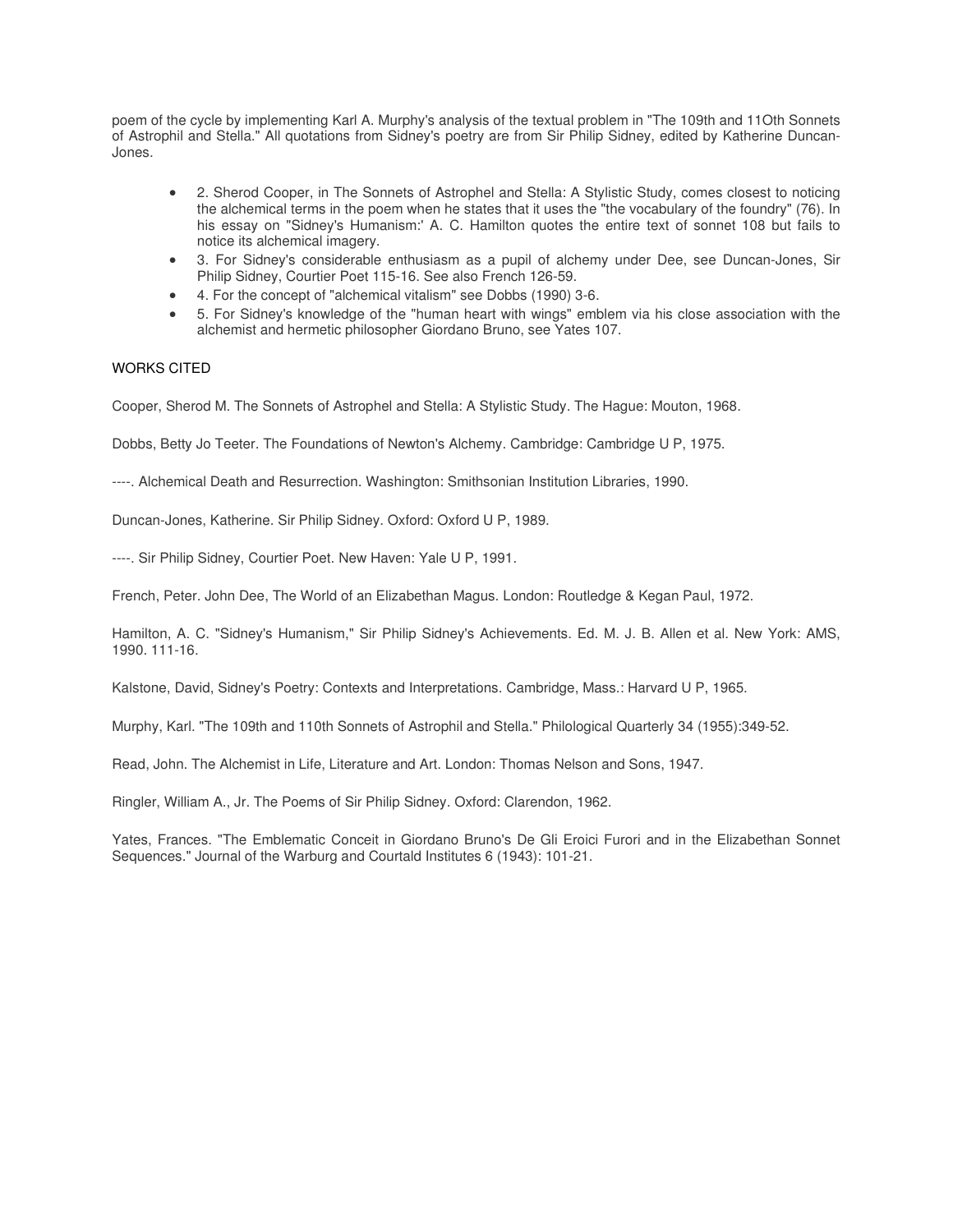poem of the cycle by implementing Karl A. Murphy's analysis of the textual problem in "The 109th and 11Oth Sonnets of Astrophil and Stella." All quotations from Sidney's poetry are from Sir Philip Sidney, edited by Katherine Duncan-Jones.

- 2. Sherod Cooper, in The Sonnets of Astrophel and Stella: A Stylistic Study, comes closest to noticing the alchemical terms in the poem when he states that it uses the "the vocabulary of the foundry" (76). In his essay on "Sidney's Humanism:' A. C. Hamilton quotes the entire text of sonnet 108 but fails to notice its alchemical imagery.
- 3. For Sidney's considerable enthusiasm as a pupil of alchemy under Dee, see Duncan-Jones, Sir Philip Sidney, Courtier Poet 115-16. See also French 126-59.
- 4. For the concept of "alchemical vitalism" see Dobbs (1990) 3-6.
- 5. For Sidney's knowledge of the "human heart with wings" emblem via his close association with the alchemist and hermetic philosopher Giordano Bruno, see Yates 107.

WORKS CITED

Cooper, Sherod M. The Sonnets of Astrophel and Stella: A Stylistic Study. The Hague: Mouton, 1968.

Dobbs, Betty Jo Teeter. The Foundations of Newton's Alchemy. Cambridge: Cambridge U P, 1975.

----. Alchemical Death and Resurrection. Washington: Smithsonian Institution Libraries, 1990.

Duncan-Jones, Katherine. Sir Philip Sidney. Oxford: Oxford U P, 1989.

----. Sir Philip Sidney, Courtier Poet. New Haven: Yale U P, 1991.

French, Peter. John Dee, The World of an Elizabethan Magus. London: Routledge & Kegan Paul, 1972.

Hamilton, A. C. "Sidney's Humanism," Sir Philip Sidney's Achievements. Ed. M. J. B. Allen et al. New York: AMS, 1990. 111-16.

Kalstone, David, Sidney's Poetry: Contexts and Interpretations. Cambridge, Mass.: Harvard U P, 1965.

Murphy, Karl. "The 109th and 110th Sonnets of Astrophil and Stella." Philological Quarterly 34 (1955):349-52.

Read, John. The Alchemist in Life, Literature and Art. London: Thomas Nelson and Sons, 1947.

Ringler, William A., Jr. The Poems of Sir Philip Sidney. Oxford: Clarendon, 1962.

Yates, Frances. "The Emblematic Conceit in Giordano Bruno's De Gli Eroici Furori and in the Elizabethan Sonnet Sequences." Journal of the Warburg and Courtald Institutes 6 (1943): 101-21.